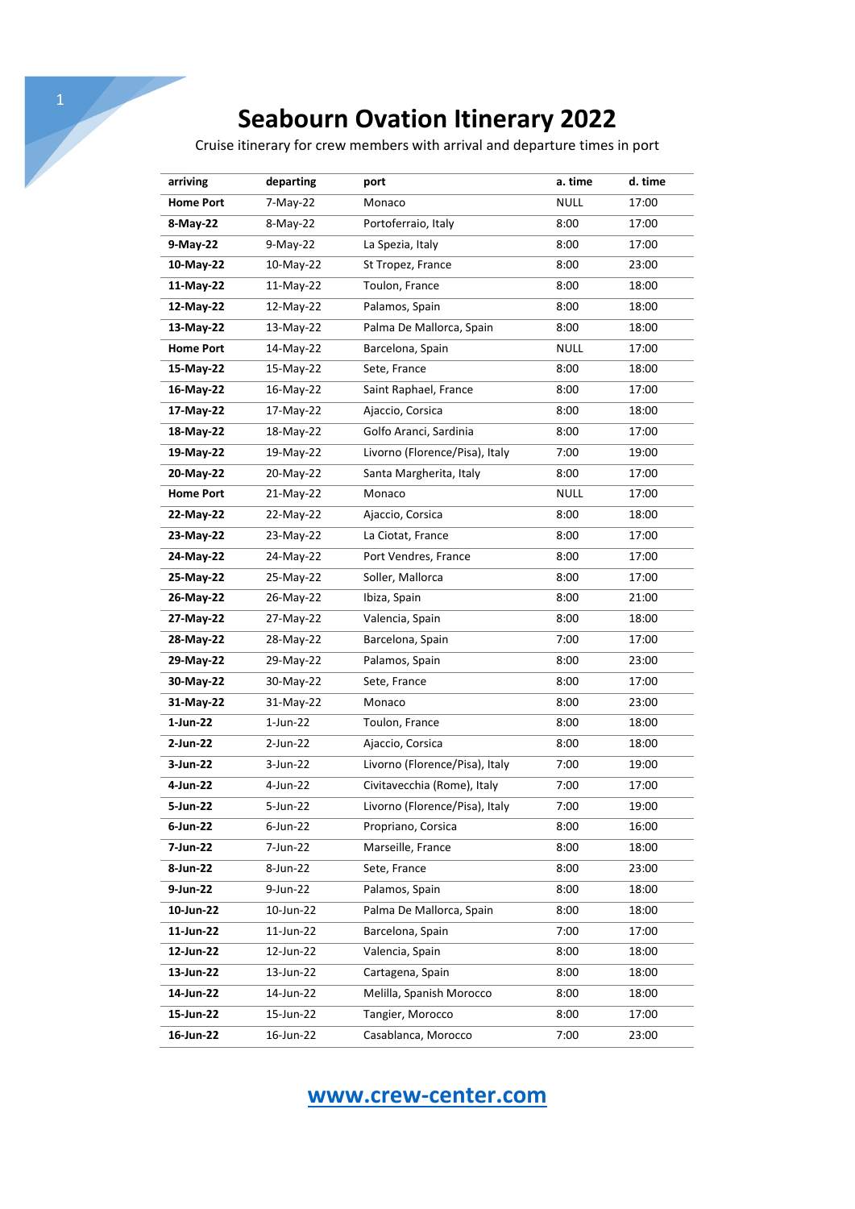# Seabourn Ovation Itinerary 2022

Cruise itinerary for crew members with arrival and departure times in port

| arriving | departing | port | a. time | d. time |
|---|---|---|---|---|
| **Home Port** | 7-May-22 | Monaco | NULL | 17:00 |
| **8-May-22** | 8-May-22 | Portoferraio, Italy | 8:00 | 17:00 |
| **9-May-22** | 9-May-22 | La Spezia, Italy | 8:00 | 17:00 |
| **10-May-22** | 10-May-22 | St Tropez, France | 8:00 | 23:00 |
| **11-May-22** | 11-May-22 | Toulon, France | 8:00 | 18:00 |
| **12-May-22** | 12-May-22 | Palamos, Spain | 8:00 | 18:00 |
| **13-May-22** | 13-May-22 | Palma De Mallorca, Spain | 8:00 | 18:00 |
| **Home Port** | 14-May-22 | Barcelona, Spain | NULL | 17:00 |
| **15-May-22** | 15-May-22 | Sete, France | 8:00 | 18:00 |
| **16-May-22** | 16-May-22 | Saint Raphael, France | 8:00 | 17:00 |
| **17-May-22** | 17-May-22 | Ajaccio, Corsica | 8:00 | 18:00 |
| **18-May-22** | 18-May-22 | Golfo Aranci, Sardinia | 8:00 | 17:00 |
| **19-May-22** | 19-May-22 | Livorno (Florence/Pisa), Italy | 7:00 | 19:00 |
| **20-May-22** | 20-May-22 | Santa Margherita, Italy | 8:00 | 17:00 |
| **Home Port** | 21-May-22 | Monaco | NULL | 17:00 |
| **22-May-22** | 22-May-22 | Ajaccio, Corsica | 8:00 | 18:00 |
| **23-May-22** | 23-May-22 | La Ciotat, France | 8:00 | 17:00 |
| **24-May-22** | 24-May-22 | Port Vendres, France | 8:00 | 17:00 |
| **25-May-22** | 25-May-22 | Soller, Mallorca | 8:00 | 17:00 |
| **26-May-22** | 26-May-22 | Ibiza, Spain | 8:00 | 21:00 |
| **27-May-22** | 27-May-22 | Valencia, Spain | 8:00 | 18:00 |
| **28-May-22** | 28-May-22 | Barcelona, Spain | 7:00 | 17:00 |
| **29-May-22** | 29-May-22 | Palamos, Spain | 8:00 | 23:00 |
| **30-May-22** | 30-May-22 | Sete, France | 8:00 | 17:00 |
| **31-May-22** | 31-May-22 | Monaco | 8:00 | 23:00 |
| **1-Jun-22** | 1-Jun-22 | Toulon, France | 8:00 | 18:00 |
| **2-Jun-22** | 2-Jun-22 | Ajaccio, Corsica | 8:00 | 18:00 |
| **3-Jun-22** | 3-Jun-22 | Livorno (Florence/Pisa), Italy | 7:00 | 19:00 |
| **4-Jun-22** | 4-Jun-22 | Civitavecchia (Rome), Italy | 7:00 | 17:00 |
| **5-Jun-22** | 5-Jun-22 | Livorno (Florence/Pisa), Italy | 7:00 | 19:00 |
| **6-Jun-22** | 6-Jun-22 | Propriano, Corsica | 8:00 | 16:00 |
| **7-Jun-22** | 7-Jun-22 | Marseille, France | 8:00 | 18:00 |
| **8-Jun-22** | 8-Jun-22 | Sete, France | 8:00 | 23:00 |
| **9-Jun-22** | 9-Jun-22 | Palamos, Spain | 8:00 | 18:00 |
| **10-Jun-22** | 10-Jun-22 | Palma De Mallorca, Spain | 8:00 | 18:00 |
| **11-Jun-22** | 11-Jun-22 | Barcelona, Spain | 7:00 | 17:00 |
| **12-Jun-22** | 12-Jun-22 | Valencia, Spain | 8:00 | 18:00 |
| **13-Jun-22** | 13-Jun-22 | Cartagena, Spain | 8:00 | 18:00 |
| **14-Jun-22** | 14-Jun-22 | Melilla, Spanish Morocco | 8:00 | 18:00 |
| **15-Jun-22** | 15-Jun-22 | Tangier, Morocco | 8:00 | 17:00 |
| **16-Jun-22** | 16-Jun-22 | Casablanca, Morocco | 7:00 | 23:00 |

[www.crew-center.com](http://www.crew-center.com)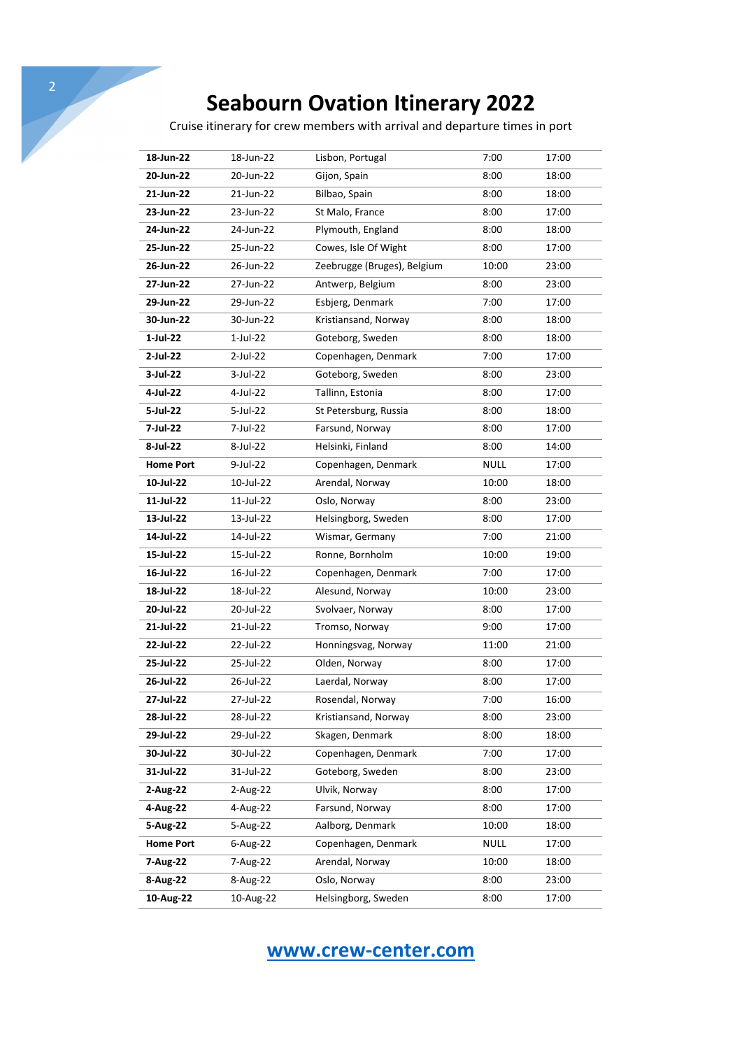# Seabourn Ovation Itinerary 2022

Cruise itinerary for crew members with arrival and departure times in port

| | | | | |
|---|---|---|---|---|
| **18-Jun-22** | 18-Jun-22 | Lisbon, Portugal | 7:00 | 17:00 |
| **20-Jun-22** | 20-Jun-22 | Gijon, Spain | 8:00 | 18:00 |
| **21-Jun-22** | 21-Jun-22 | Bilbao, Spain | 8:00 | 18:00 |
| **23-Jun-22** | 23-Jun-22 | St Malo, France | 8:00 | 17:00 |
| **24-Jun-22** | 24-Jun-22 | Plymouth, England | 8:00 | 18:00 |
| **25-Jun-22** | 25-Jun-22 | Cowes, Isle Of Wight | 8:00 | 17:00 |
| **26-Jun-22** | 26-Jun-22 | Zeebrugge (Bruges), Belgium | 10:00 | 23:00 |
| **27-Jun-22** | 27-Jun-22 | Antwerp, Belgium | 8:00 | 23:00 |
| **29-Jun-22** | 29-Jun-22 | Esbjerg, Denmark | 7:00 | 17:00 |
| **30-Jun-22** | 30-Jun-22 | Kristiansand, Norway | 8:00 | 18:00 |
| **1-Jul-22** | 1-Jul-22 | Goteborg, Sweden | 8:00 | 18:00 |
| **2-Jul-22** | 2-Jul-22 | Copenhagen, Denmark | 7:00 | 17:00 |
| **3-Jul-22** | 3-Jul-22 | Goteborg, Sweden | 8:00 | 23:00 |
| **4-Jul-22** | 4-Jul-22 | Tallinn, Estonia | 8:00 | 17:00 |
| **5-Jul-22** | 5-Jul-22 | St Petersburg, Russia | 8:00 | 18:00 |
| **7-Jul-22** | 7-Jul-22 | Farsund, Norway | 8:00 | 17:00 |
| **8-Jul-22** | 8-Jul-22 | Helsinki, Finland | 8:00 | 14:00 |
| **Home Port** | 9-Jul-22 | Copenhagen, Denmark | NULL | 17:00 |
| **10-Jul-22** | 10-Jul-22 | Arendal, Norway | 10:00 | 18:00 |
| **11-Jul-22** | 11-Jul-22 | Oslo, Norway | 8:00 | 23:00 |
| **13-Jul-22** | 13-Jul-22 | Helsingborg, Sweden | 8:00 | 17:00 |
| **14-Jul-22** | 14-Jul-22 | Wismar, Germany | 7:00 | 21:00 |
| **15-Jul-22** | 15-Jul-22 | Ronne, Bornholm | 10:00 | 19:00 |
| **16-Jul-22** | 16-Jul-22 | Copenhagen, Denmark | 7:00 | 17:00 |
| **18-Jul-22** | 18-Jul-22 | Alesund, Norway | 10:00 | 23:00 |
| **20-Jul-22** | 20-Jul-22 | Svolvaer, Norway | 8:00 | 17:00 |
| **21-Jul-22** | 21-Jul-22 | Tromso, Norway | 9:00 | 17:00 |
| **22-Jul-22** | 22-Jul-22 | Honningsvag, Norway | 11:00 | 21:00 |
| **25-Jul-22** | 25-Jul-22 | Olden, Norway | 8:00 | 17:00 |
| **26-Jul-22** | 26-Jul-22 | Laerdal, Norway | 8:00 | 17:00 |
| **27-Jul-22** | 27-Jul-22 | Rosendal, Norway | 7:00 | 16:00 |
| **28-Jul-22** | 28-Jul-22 | Kristiansand, Norway | 8:00 | 23:00 |
| **29-Jul-22** | 29-Jul-22 | Skagen, Denmark | 8:00 | 18:00 |
| **30-Jul-22** | 30-Jul-22 | Copenhagen, Denmark | 7:00 | 17:00 |
| **31-Jul-22** | 31-Jul-22 | Goteborg, Sweden | 8:00 | 23:00 |
| **2-Aug-22** | 2-Aug-22 | Ulvik, Norway | 8:00 | 17:00 |
| **4-Aug-22** | 4-Aug-22 | Farsund, Norway | 8:00 | 17:00 |
| **5-Aug-22** | 5-Aug-22 | Aalborg, Denmark | 10:00 | 18:00 |
| **Home Port** | 6-Aug-22 | Copenhagen, Denmark | NULL | 17:00 |
| **7-Aug-22** | 7-Aug-22 | Arendal, Norway | 10:00 | 18:00 |
| **8-Aug-22** | 8-Aug-22 | Oslo, Norway | 8:00 | 23:00 |
| **10-Aug-22** | 10-Aug-22 | Helsingborg, Sweden | 8:00 | 17:00 |

[www.crew-center.com](http://www.crew-center.com)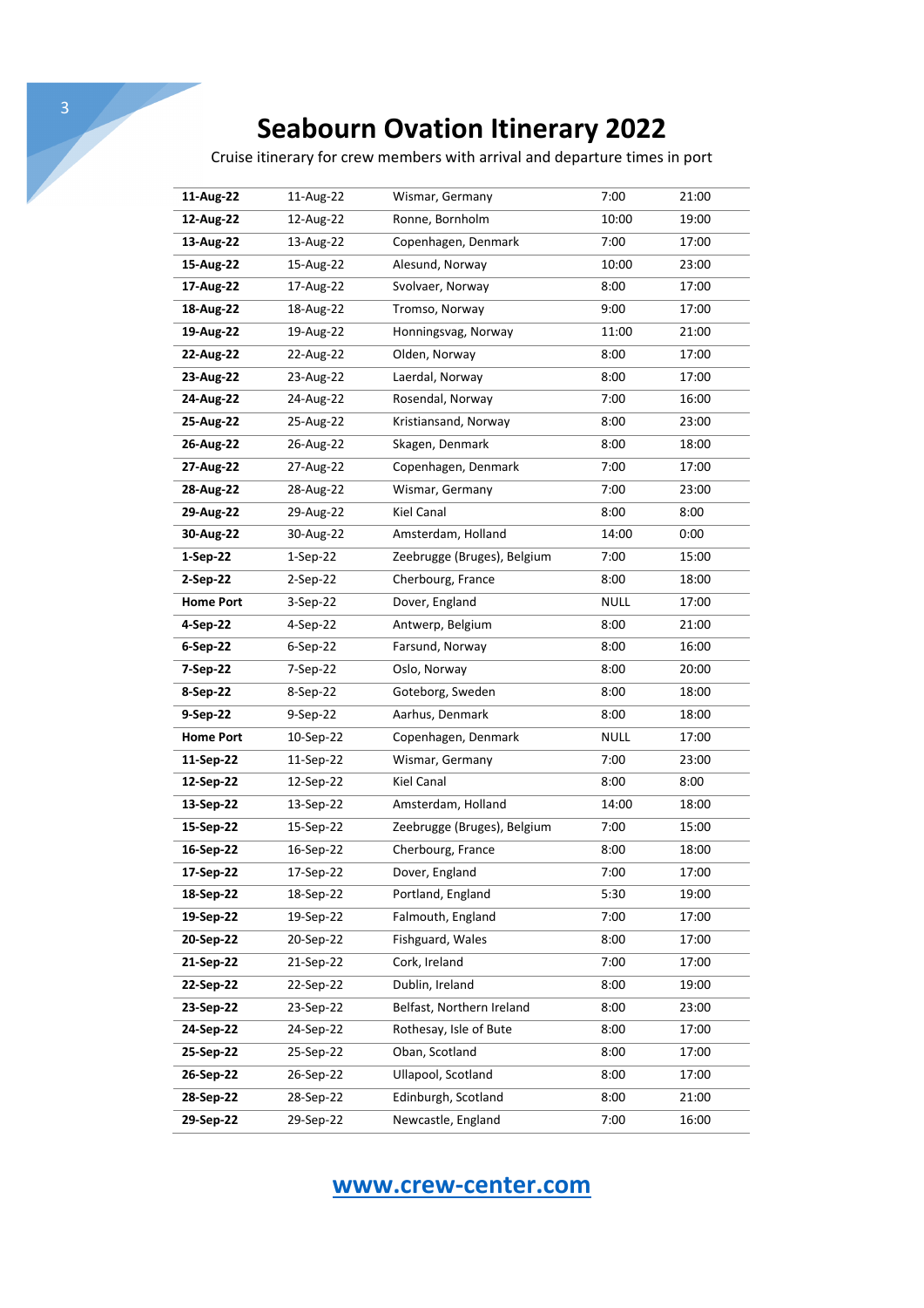# Seabourn Ovation Itinerary 2022

Cruise itinerary for crew members with arrival and departure times in port

| | | | | |
|---|---|---|---|---|
| **11-Aug-22** | 11-Aug-22 | Wismar, Germany | 7:00 | 21:00 |
| **12-Aug-22** | 12-Aug-22 | Ronne, Bornholm | 10:00 | 19:00 |
| **13-Aug-22** | 13-Aug-22 | Copenhagen, Denmark | 7:00 | 17:00 |
| **15-Aug-22** | 15-Aug-22 | Alesund, Norway | 10:00 | 23:00 |
| **17-Aug-22** | 17-Aug-22 | Svolvaer, Norway | 8:00 | 17:00 |
| **18-Aug-22** | 18-Aug-22 | Tromso, Norway | 9:00 | 17:00 |
| **19-Aug-22** | 19-Aug-22 | Honningsvag, Norway | 11:00 | 21:00 |
| **22-Aug-22** | 22-Aug-22 | Olden, Norway | 8:00 | 17:00 |
| **23-Aug-22** | 23-Aug-22 | Laerdal, Norway | 8:00 | 17:00 |
| **24-Aug-22** | 24-Aug-22 | Rosendal, Norway | 7:00 | 16:00 |
| **25-Aug-22** | 25-Aug-22 | Kristiansand, Norway | 8:00 | 23:00 |
| **26-Aug-22** | 26-Aug-22 | Skagen, Denmark | 8:00 | 18:00 |
| **27-Aug-22** | 27-Aug-22 | Copenhagen, Denmark | 7:00 | 17:00 |
| **28-Aug-22** | 28-Aug-22 | Wismar, Germany | 7:00 | 23:00 |
| **29-Aug-22** | 29-Aug-22 | Kiel Canal | 8:00 | 8:00 |
| **30-Aug-22** | 30-Aug-22 | Amsterdam, Holland | 14:00 | 0:00 |
| **1-Sep-22** | 1-Sep-22 | Zeebrugge (Bruges), Belgium | 7:00 | 15:00 |
| **2-Sep-22** | 2-Sep-22 | Cherbourg, France | 8:00 | 18:00 |
| **Home Port** | 3-Sep-22 | Dover, England | NULL | 17:00 |
| **4-Sep-22** | 4-Sep-22 | Antwerp, Belgium | 8:00 | 21:00 |
| **6-Sep-22** | 6-Sep-22 | Farsund, Norway | 8:00 | 16:00 |
| **7-Sep-22** | 7-Sep-22 | Oslo, Norway | 8:00 | 20:00 |
| **8-Sep-22** | 8-Sep-22 | Goteborg, Sweden | 8:00 | 18:00 |
| **9-Sep-22** | 9-Sep-22 | Aarhus, Denmark | 8:00 | 18:00 |
| **Home Port** | 10-Sep-22 | Copenhagen, Denmark | NULL | 17:00 |
| **11-Sep-22** | 11-Sep-22 | Wismar, Germany | 7:00 | 23:00 |
| **12-Sep-22** | 12-Sep-22 | Kiel Canal | 8:00 | 8:00 |
| **13-Sep-22** | 13-Sep-22 | Amsterdam, Holland | 14:00 | 18:00 |
| **15-Sep-22** | 15-Sep-22 | Zeebrugge (Bruges), Belgium | 7:00 | 15:00 |
| **16-Sep-22** | 16-Sep-22 | Cherbourg, France | 8:00 | 18:00 |
| **17-Sep-22** | 17-Sep-22 | Dover, England | 7:00 | 17:00 |
| **18-Sep-22** | 18-Sep-22 | Portland, England | 5:30 | 19:00 |
| **19-Sep-22** | 19-Sep-22 | Falmouth, England | 7:00 | 17:00 |
| **20-Sep-22** | 20-Sep-22 | Fishguard, Wales | 8:00 | 17:00 |
| **21-Sep-22** | 21-Sep-22 | Cork, Ireland | 7:00 | 17:00 |
| **22-Sep-22** | 22-Sep-22 | Dublin, Ireland | 8:00 | 19:00 |
| **23-Sep-22** | 23-Sep-22 | Belfast, Northern Ireland | 8:00 | 23:00 |
| **24-Sep-22** | 24-Sep-22 | Rothesay, Isle of Bute | 8:00 | 17:00 |
| **25-Sep-22** | 25-Sep-22 | Oban, Scotland | 8:00 | 17:00 |
| **26-Sep-22** | 26-Sep-22 | Ullapool, Scotland | 8:00 | 17:00 |
| **28-Sep-22** | 28-Sep-22 | Edinburgh, Scotland | 8:00 | 21:00 |
| **29-Sep-22** | 29-Sep-22 | Newcastle, England | 7:00 | 16:00 |

**www.crew-center.com**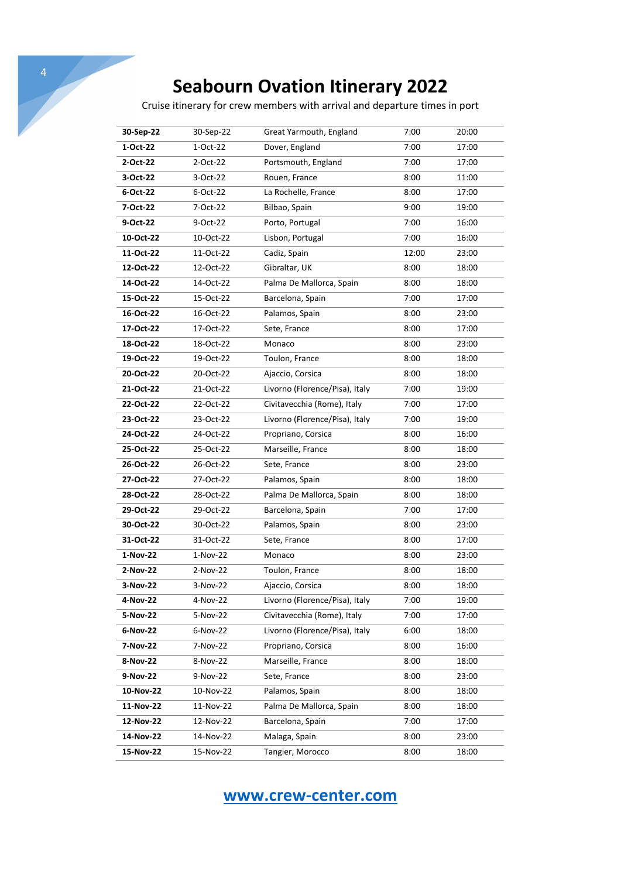# Seabourn Ovation Itinerary 2022

Cruise itinerary for crew members with arrival and departure times in port

| | | | | |
|---|---|---|---|---|
| **30-Sep-22** | 30-Sep-22 | Great Yarmouth, England | 7:00 | 20:00 |
| **1-Oct-22** | 1-Oct-22 | Dover, England | 7:00 | 17:00 |
| **2-Oct-22** | 2-Oct-22 | Portsmouth, England | 7:00 | 17:00 |
| **3-Oct-22** | 3-Oct-22 | Rouen, France | 8:00 | 11:00 |
| **6-Oct-22** | 6-Oct-22 | La Rochelle, France | 8:00 | 17:00 |
| **7-Oct-22** | 7-Oct-22 | Bilbao, Spain | 9:00 | 19:00 |
| **9-Oct-22** | 9-Oct-22 | Porto, Portugal | 7:00 | 16:00 |
| **10-Oct-22** | 10-Oct-22 | Lisbon, Portugal | 7:00 | 16:00 |
| **11-Oct-22** | 11-Oct-22 | Cadiz, Spain | 12:00 | 23:00 |
| **12-Oct-22** | 12-Oct-22 | Gibraltar, UK | 8:00 | 18:00 |
| **14-Oct-22** | 14-Oct-22 | Palma De Mallorca, Spain | 8:00 | 18:00 |
| **15-Oct-22** | 15-Oct-22 | Barcelona, Spain | 7:00 | 17:00 |
| **16-Oct-22** | 16-Oct-22 | Palamos, Spain | 8:00 | 23:00 |
| **17-Oct-22** | 17-Oct-22 | Sete, France | 8:00 | 17:00 |
| **18-Oct-22** | 18-Oct-22 | Monaco | 8:00 | 23:00 |
| **19-Oct-22** | 19-Oct-22 | Toulon, France | 8:00 | 18:00 |
| **20-Oct-22** | 20-Oct-22 | Ajaccio, Corsica | 8:00 | 18:00 |
| **21-Oct-22** | 21-Oct-22 | Livorno (Florence/Pisa), Italy | 7:00 | 19:00 |
| **22-Oct-22** | 22-Oct-22 | Civitavecchia (Rome), Italy | 7:00 | 17:00 |
| **23-Oct-22** | 23-Oct-22 | Livorno (Florence/Pisa), Italy | 7:00 | 19:00 |
| **24-Oct-22** | 24-Oct-22 | Propriano, Corsica | 8:00 | 16:00 |
| **25-Oct-22** | 25-Oct-22 | Marseille, France | 8:00 | 18:00 |
| **26-Oct-22** | 26-Oct-22 | Sete, France | 8:00 | 23:00 |
| **27-Oct-22** | 27-Oct-22 | Palamos, Spain | 8:00 | 18:00 |
| **28-Oct-22** | 28-Oct-22 | Palma De Mallorca, Spain | 8:00 | 18:00 |
| **29-Oct-22** | 29-Oct-22 | Barcelona, Spain | 7:00 | 17:00 |
| **30-Oct-22** | 30-Oct-22 | Palamos, Spain | 8:00 | 23:00 |
| **31-Oct-22** | 31-Oct-22 | Sete, France | 8:00 | 17:00 |
| **1-Nov-22** | 1-Nov-22 | Monaco | 8:00 | 23:00 |
| **2-Nov-22** | 2-Nov-22 | Toulon, France | 8:00 | 18:00 |
| **3-Nov-22** | 3-Nov-22 | Ajaccio, Corsica | 8:00 | 18:00 |
| **4-Nov-22** | 4-Nov-22 | Livorno (Florence/Pisa), Italy | 7:00 | 19:00 |
| **5-Nov-22** | 5-Nov-22 | Civitavecchia (Rome), Italy | 7:00 | 17:00 |
| **6-Nov-22** | 6-Nov-22 | Livorno (Florence/Pisa), Italy | 6:00 | 18:00 |
| **7-Nov-22** | 7-Nov-22 | Propriano, Corsica | 8:00 | 16:00 |
| **8-Nov-22** | 8-Nov-22 | Marseille, France | 8:00 | 18:00 |
| **9-Nov-22** | 9-Nov-22 | Sete, France | 8:00 | 23:00 |
| **10-Nov-22** | 10-Nov-22 | Palamos, Spain | 8:00 | 18:00 |
| **11-Nov-22** | 11-Nov-22 | Palma De Mallorca, Spain | 8:00 | 18:00 |
| **12-Nov-22** | 12-Nov-22 | Barcelona, Spain | 7:00 | 17:00 |
| **14-Nov-22** | 14-Nov-22 | Malaga, Spain | 8:00 | 23:00 |
| **15-Nov-22** | 15-Nov-22 | Tangier, Morocco | 8:00 | 18:00 |

[www.crew-center.com](http://www.crew-center.com)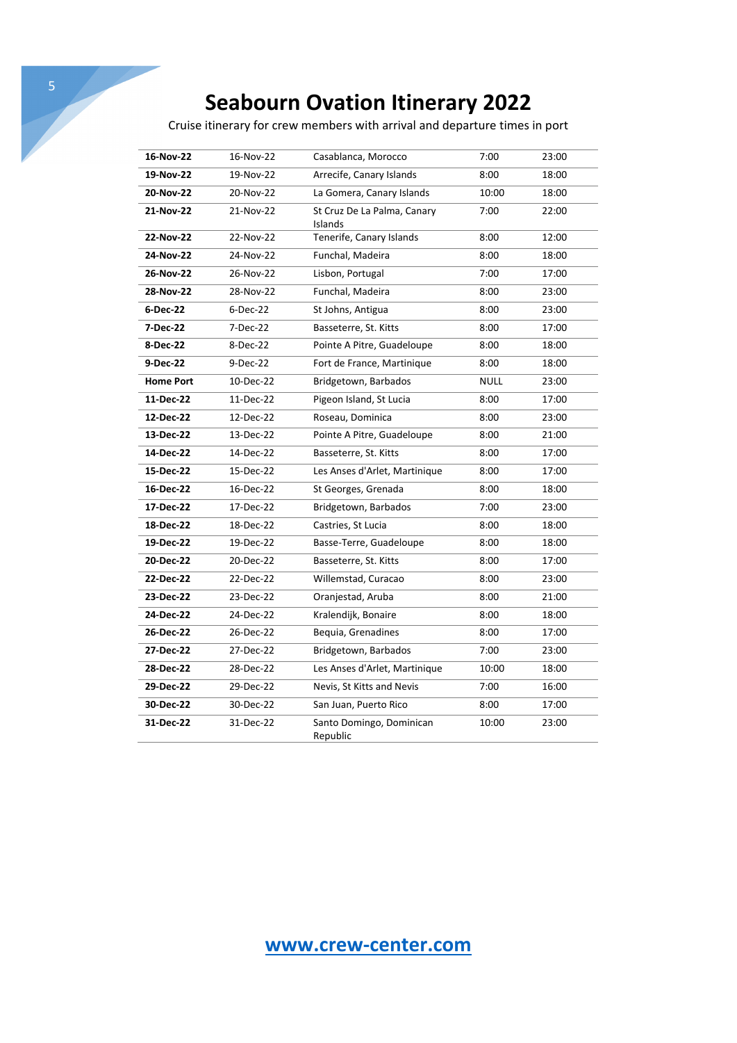# Seabourn Ovation Itinerary 2022

Cruise itinerary for crew members with arrival and departure times in port

| | | | | |
|---|---|---|---|---|
| **16-Nov-22** | 16-Nov-22 | Casablanca, Morocco | 7:00 | 23:00 |
| **19-Nov-22** | 19-Nov-22 | Arrecife, Canary Islands | 8:00 | 18:00 |
| **20-Nov-22** | 20-Nov-22 | La Gomera, Canary Islands | 10:00 | 18:00 |
| **21-Nov-22** | 21-Nov-22 | St Cruz De La Palma, Canary Islands | 7:00 | 22:00 |
| **22-Nov-22** | 22-Nov-22 | Tenerife, Canary Islands | 8:00 | 12:00 |
| **24-Nov-22** | 24-Nov-22 | Funchal, Madeira | 8:00 | 18:00 |
| **26-Nov-22** | 26-Nov-22 | Lisbon, Portugal | 7:00 | 17:00 |
| **28-Nov-22** | 28-Nov-22 | Funchal, Madeira | 8:00 | 23:00 |
| **6-Dec-22** | 6-Dec-22 | St Johns, Antigua | 8:00 | 23:00 |
| **7-Dec-22** | 7-Dec-22 | Basseterre, St. Kitts | 8:00 | 17:00 |
| **8-Dec-22** | 8-Dec-22 | Pointe A Pitre, Guadeloupe | 8:00 | 18:00 |
| **9-Dec-22** | 9-Dec-22 | Fort de France, Martinique | 8:00 | 18:00 |
| **Home Port** | 10-Dec-22 | Bridgetown, Barbados | NULL | 23:00 |
| **11-Dec-22** | 11-Dec-22 | Pigeon Island, St Lucia | 8:00 | 17:00 |
| **12-Dec-22** | 12-Dec-22 | Roseau, Dominica | 8:00 | 23:00 |
| **13-Dec-22** | 13-Dec-22 | Pointe A Pitre, Guadeloupe | 8:00 | 21:00 |
| **14-Dec-22** | 14-Dec-22 | Basseterre, St. Kitts | 8:00 | 17:00 |
| **15-Dec-22** | 15-Dec-22 | Les Anses d'Arlet, Martinique | 8:00 | 17:00 |
| **16-Dec-22** | 16-Dec-22 | St Georges, Grenada | 8:00 | 18:00 |
| **17-Dec-22** | 17-Dec-22 | Bridgetown, Barbados | 7:00 | 23:00 |
| **18-Dec-22** | 18-Dec-22 | Castries, St Lucia | 8:00 | 18:00 |
| **19-Dec-22** | 19-Dec-22 | Basse-Terre, Guadeloupe | 8:00 | 18:00 |
| **20-Dec-22** | 20-Dec-22 | Basseterre, St. Kitts | 8:00 | 17:00 |
| **22-Dec-22** | 22-Dec-22 | Willemstad, Curacao | 8:00 | 23:00 |
| **23-Dec-22** | 23-Dec-22 | Oranjestad, Aruba | 8:00 | 21:00 |
| **24-Dec-22** | 24-Dec-22 | Kralendijk, Bonaire | 8:00 | 18:00 |
| **26-Dec-22** | 26-Dec-22 | Bequia, Grenadines | 8:00 | 17:00 |
| **27-Dec-22** | 27-Dec-22 | Bridgetown, Barbados | 7:00 | 23:00 |
| **28-Dec-22** | 28-Dec-22 | Les Anses d'Arlet, Martinique | 10:00 | 18:00 |
| **29-Dec-22** | 29-Dec-22 | Nevis, St Kitts and Nevis | 7:00 | 16:00 |
| **30-Dec-22** | 30-Dec-22 | San Juan, Puerto Rico | 8:00 | 17:00 |
| **31-Dec-22** | 31-Dec-22 | Santo Domingo, Dominican Republic | 10:00 | 23:00 |

**www.crew-center.com**